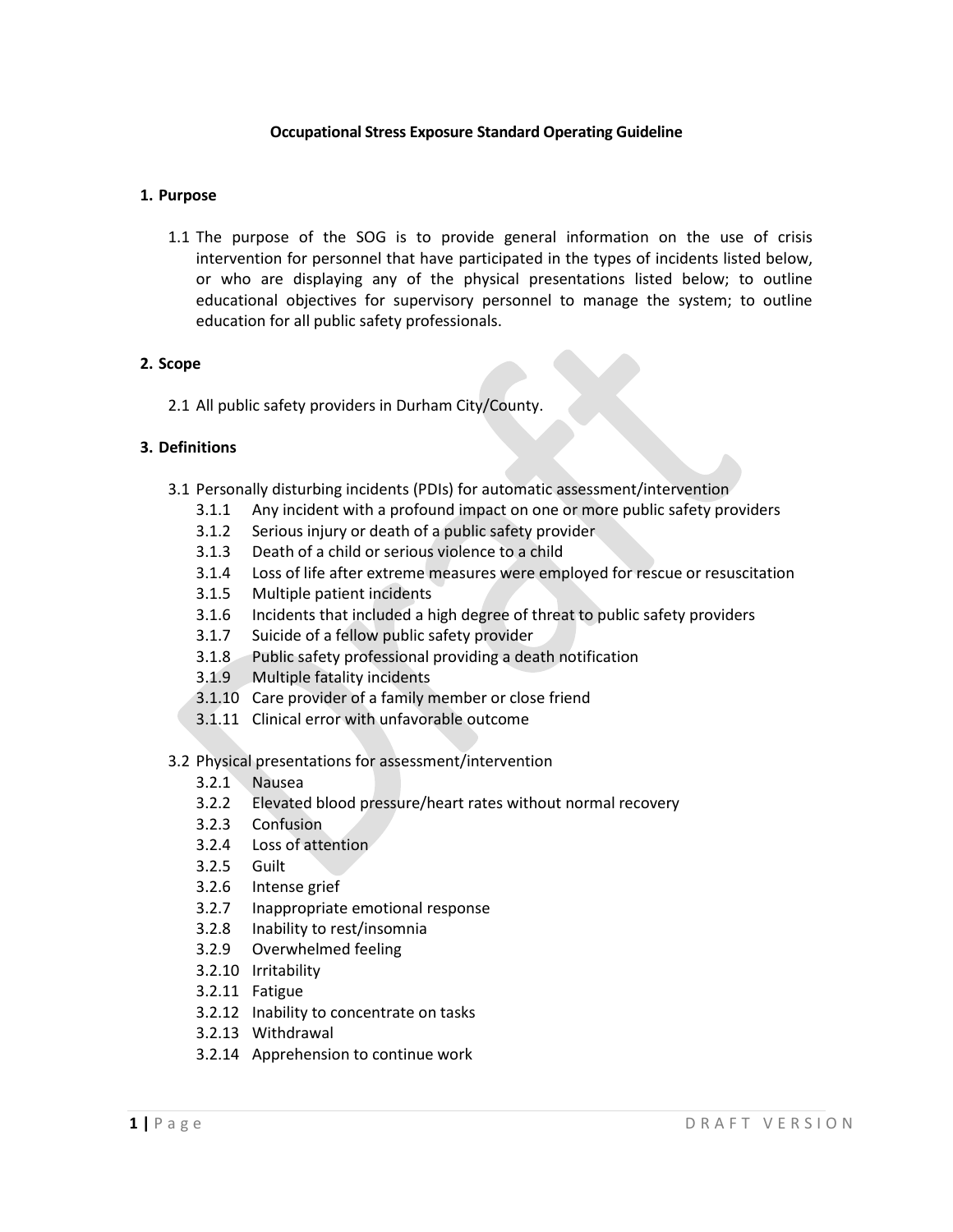# Occupational Stress Exposure Standard Operating Guideline

## 1. Purpose

1.1 The purpose of the SOG is to provide general information on the use of crisis intervention for personnel that have participated in the types of incidents listed below, or who are displaying any of the physical presentations listed below; to outline educational objectives for supervisory personnel to manage the system; to outline education for all public safety professionals.

## 2. Scope

2.1 All public safety providers in Durham City/County.

## 3. Definitions

3.1 Personally disturbing incidents (PDIs) for automatic assessment/intervention

- 3.1.1 Any incident with a profound impact on one or more public safety providers
- 3.1.2 Serious injury or death of a public safety provider
- 3.1.3 Death of a child or serious violence to a child
- 3.1.4 Loss of life after extreme measures were employed for rescue or resuscitation
- 3.1.5 Multiple patient incidents
- 3.1.6 Incidents that included a high degree of threat to public safety providers
- 3.1.7 Suicide of a fellow public safety provider
- 3.1.8 Public safety professional providing a death notification
- 3.1.9 Multiple fatality incidents
- 3.1.10 Care provider of a family member or close friend
- 3.1.11 Clinical error with unfavorable outcome

3.2 Physical presentations for assessment/intervention

- 3.2.1 Nausea
- 3.2.2 Elevated blood pressure/heart rates without normal recovery
- 3.2.3 Confusion
- 3.2.4 Loss of attention
- 3.2.5 Guilt
- 3.2.6 Intense grief
- 3.2.7 Inappropriate emotional response
- 3.2.8 Inability to rest/insomnia
- 3.2.9 Overwhelmed feeling
- 3.2.10 Irritability
- 3.2.11 Fatigue
- 3.2.12 Inability to concentrate on tasks
- 3.2.13 Withdrawal
- 3.2.14 Apprehension to continue work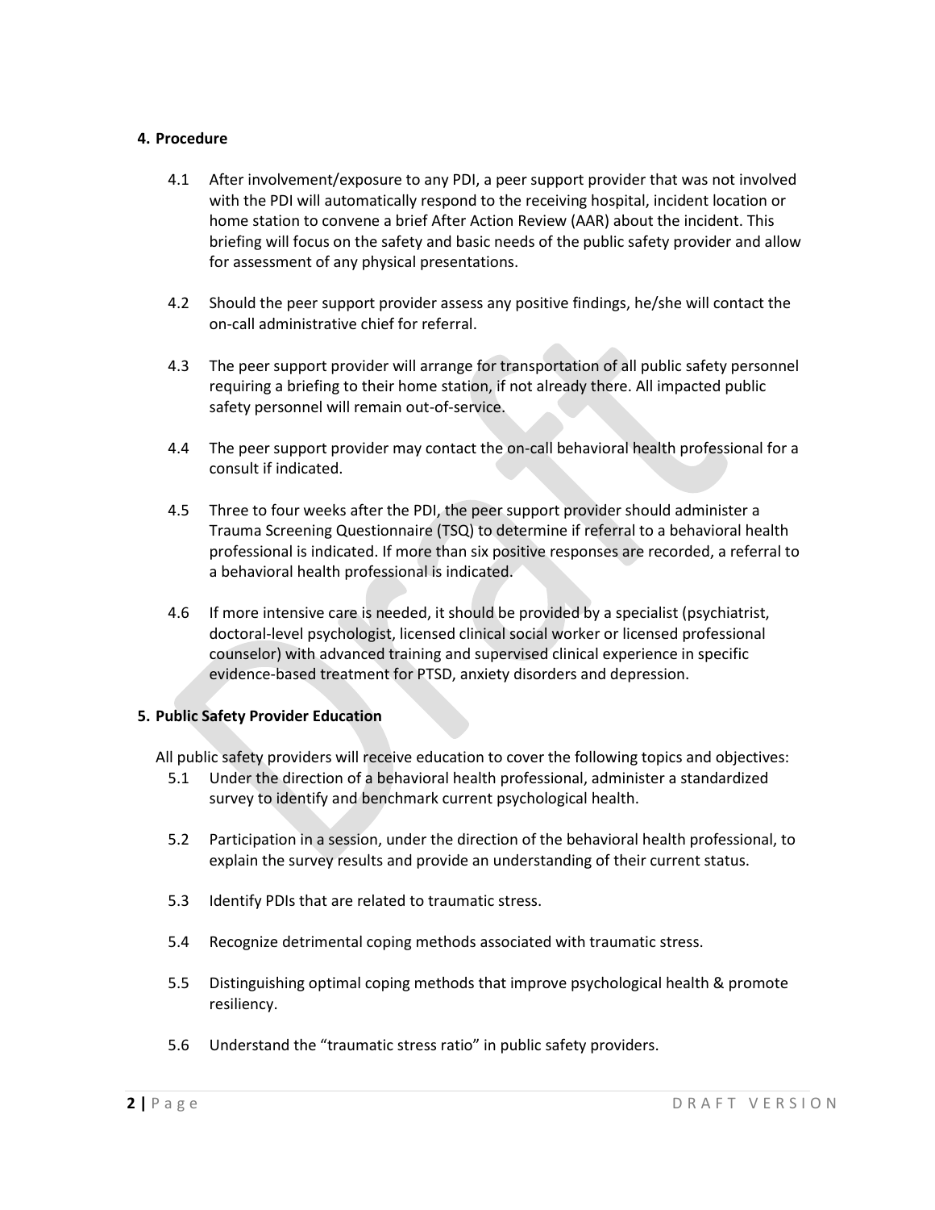## 4. Procedure

4.1 After involvement/exposure to any PDI, a peer support provider that was not involved with the PDI will automatically respond to the receiving hospital, incident location or home station to convene a brief After Action Review (AAR) about the incident. This briefing will focus on the safety and basic needs of the public safety provider and allow for assessment of any physical presentations.

4.2 Should the peer support provider assess any positive findings, he/she will contact the on-call administrative chief for referral.

4.3 The peer support provider will arrange for transportation of all public safety personnel requiring a briefing to their home station, if not already there. All impacted public safety personnel will remain out-of-service.

4.4 The peer support provider may contact the on-call behavioral health professional for a consult if indicated.

4.5 Three to four weeks after the PDI, the peer support provider should administer a Trauma Screening Questionnaire (TSQ) to determine if referral to a behavioral health professional is indicated. If more than six positive responses are recorded, a referral to a behavioral health professional is indicated.

4.6 If more intensive care is needed, it should be provided by a specialist (psychiatrist, doctoral-level psychologist, licensed clinical social worker or licensed professional counselor) with advanced training and supervised clinical experience in specific evidence-based treatment for PTSD, anxiety disorders and depression.

## 5. Public Safety Provider Education

All public safety providers will receive education to cover the following topics and objectives:

5.1 Under the direction of a behavioral health professional, administer a standardized survey to identify and benchmark current psychological health.

5.2 Participation in a session, under the direction of the behavioral health professional, to explain the survey results and provide an understanding of their current status.

5.3 Identify PDIs that are related to traumatic stress.

5.4 Recognize detrimental coping methods associated with traumatic stress.

5.5 Distinguishing optimal coping methods that improve psychological health & promote resiliency.

5.6 Understand the "traumatic stress ratio" in public safety providers.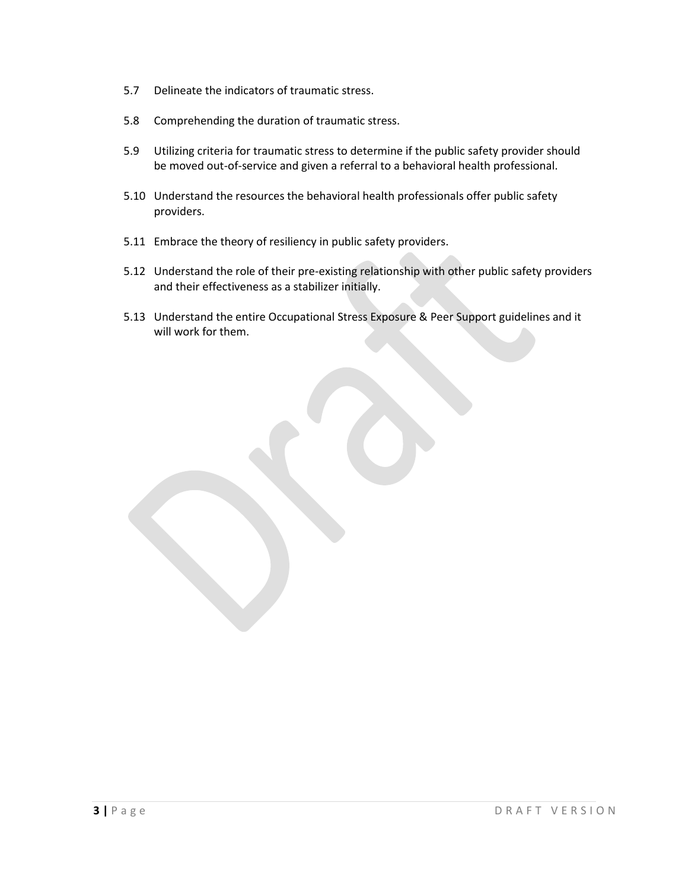5.7 Delineate the indicators of traumatic stress.

5.8 Comprehending the duration of traumatic stress.

5.9 Utilizing criteria for traumatic stress to determine if the public safety provider should be moved out-of-service and given a referral to a behavioral health professional.

5.10 Understand the resources the behavioral health professionals offer public safety providers.

5.11 Embrace the theory of resiliency in public safety providers.

5.12 Understand the role of their pre-existing relationship with other public safety providers and their effectiveness as a stabilizer initially.

5.13 Understand the entire Occupational Stress Exposure & Peer Support guidelines and it will work for them.